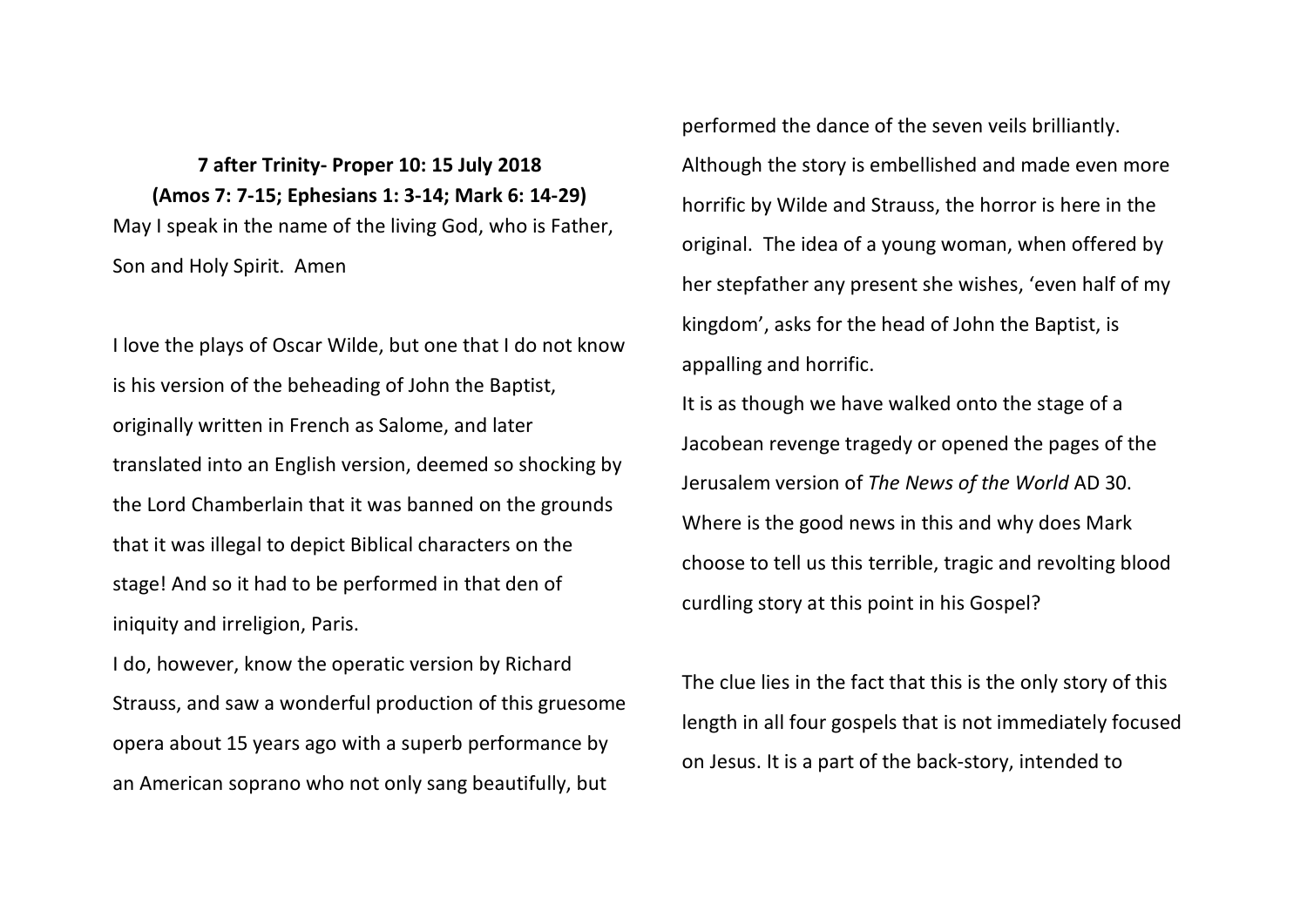**7 after Trinity- Proper 10: 15 July 2018**

**(Amos 7: 7-15; Ephesians 1: 3-14; Mark 6: 14-29)**

May I speak in the name of the living God, who is Father, Son and Holy Spirit. Amen

I love the plays of Oscar Wilde, but one that I do not know is his version of the beheading of John the Baptist, originally written in French as Salome, and later translated into an English version, deemed so shocking by the Lord Chamberlain that it was banned on the grounds that it was illegal to depict Biblical characters on the stage! And so it had to be performed in that den of iniquity and irreligion, Paris.

I do, however, know the operatic version by Richard Strauss, and saw a wonderful production of this gruesome opera about 15 years ago with a superb performance by an American soprano who not only sang beautifully, but performed the dance of the seven veils brilliantly. Although the story is embellished and made even more horrific by Wilde and Strauss, the horror is here in the original. The idea of a young woman, when offered by her stepfather any present she wishes, 'even half of my kingdom', asks for the head of John the Baptist, is appalling and horrific.

It is as though we have walked onto the stage of a Jacobean revenge tragedy or opened the pages of the Jerusalem version of *The News of the World* AD 30. Where is the good news in this and why does Mark choose to tell us this terrible, tragic and revolting blood curdling story at this point in his Gospel?

The clue lies in the fact that this is the only story of this length in all four gospels that is not immediately focused on Jesus. It is a part of the back-story, intended to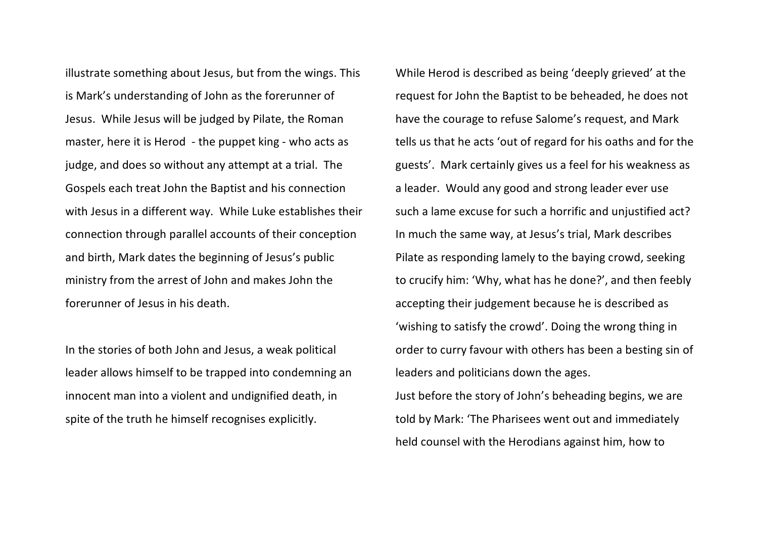illustrate something about Jesus, but from the wings. This is Mark's understanding of John as the forerunner of Jesus. While Jesus will be judged by Pilate, the Roman master, here it is Herod - the puppet king - who acts as judge, and does so without any attempt at a trial. The Gospels each treat John the Baptist and his connection with Jesus in a different way. While Luke establishes their connection through parallel accounts of their conception and birth, Mark dates the beginning of Jesus's public ministry from the arrest of John and makes John the forerunner of Jesus in his death.

In the stories of both John and Jesus, a weak political leader allows himself to be trapped into condemning an innocent man into a violent and undignified death, in spite of the truth he himself recognises explicitly.

While Herod is described as being 'deeply grieved' at the request for John the Baptist to be beheaded, he does not have the courage to refuse Salome's request, and Mark tells us that he acts 'out of regard for his oaths and for the guests'. Mark certainly gives us a feel for his weakness as a leader. Would any good and strong leader ever use such a lame excuse for such a horrific and unjustified act? In much the same way, at Jesus's trial, Mark describes Pilate as responding lamely to the baying crowd, seeking to crucify him: 'Why, what has he done?', and then feebly accepting their judgement because he is described as 'wishing to satisfy the crowd'. Doing the wrong thing in order to curry favour with others has been a besting sin of leaders and politicians down the ages.

Just before the story of John's beheading begins, we are told by Mark: 'The Pharisees went out and immediately held counsel with the Herodians against him, how to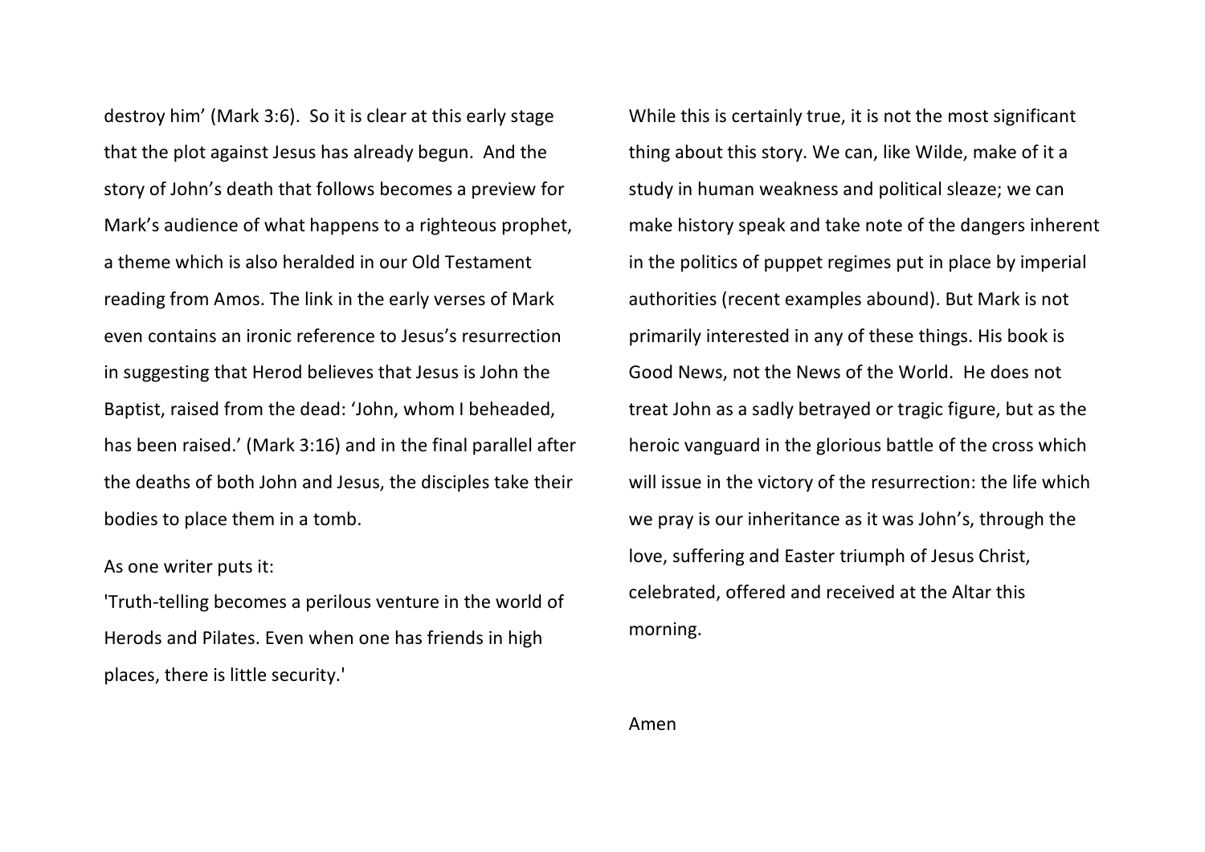destroy him' (Mark 3:6). So it is clear at this early stage that the plot against Jesus has already begun. And the story of John's death that follows becomes a preview for Mark's audience of what happens to a righteous prophet, a theme which is also heralded in our Old Testament reading from Amos. The link in the early verses of Mark even contains an ironic reference to Jesus's resurrection in suggesting that Herod believes that Jesus is John the Baptist, raised from the dead: 'John, whom I beheaded, has been raised.' (Mark 3:16) and in the final parallel after the deaths of both John and Jesus, the disciples take their bodies to place them in a tomb.

As one writer puts it:

'Truth-telling becomes a perilous venture in the world of Herods and Pilates. Even when one has friends in high places, there is little security.'

While this is certainly true, it is not the most significant thing about this story. We can, like Wilde, make of it a study in human weakness and political sleaze; we can make history speak and take note of the dangers inherent in the politics of puppet regimes put in place by imperial authorities (recent examples abound). But Mark is not primarily interested in any of these things. His book is Good News, not the News of the World. He does not treat John as a sadly betrayed or tragic figure, but as the heroic vanguard in the glorious battle of the cross which will issue in the victory of the resurrection: the life which we pray is our inheritance as it was John's, through the love, suffering and Easter triumph of Jesus Christ, celebrated, offered and received at the Altar this morning.

Amen